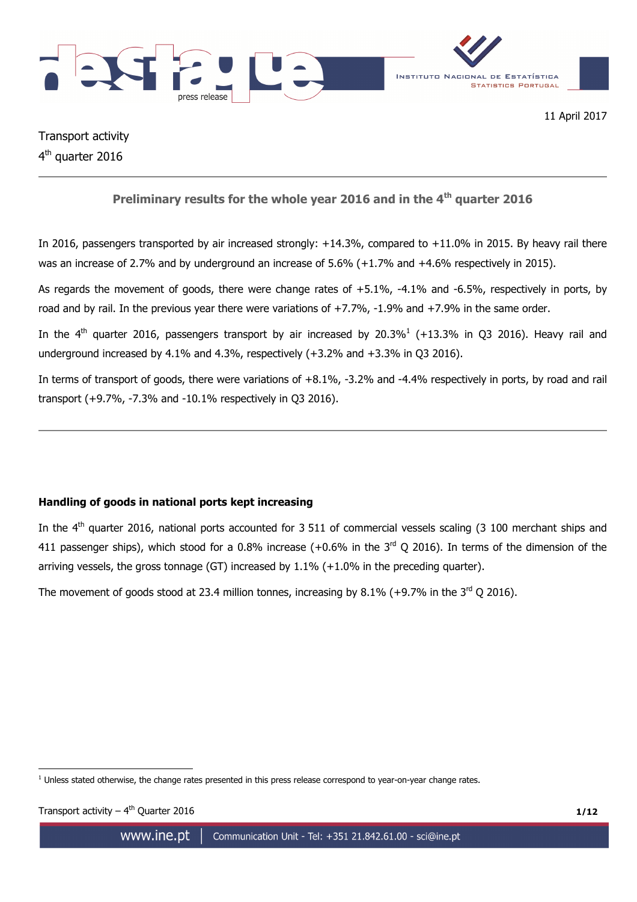11 April 2017

Transport activity
4th quarter 2016

## Preliminary results for the whole year 2016 and in the 4th quarter 2016

In 2016, passengers transported by air increased strongly: +14.3%, compared to +11.0% in 2015. By heavy rail there was an increase of 2.7% and by underground an increase of 5.6% (+1.7% and +4.6% respectively in 2015).

As regards the movement of goods, there were change rates of +5.1%, -4.1% and -6.5%, respectively in ports, by road and by rail. In the previous year there were variations of +7.7%, -1.9% and +7.9% in the same order.

In the 4th quarter 2016, passengers transport by air increased by 20.3%[1] (+13.3% in Q3 2016). Heavy rail and underground increased by 4.1% and 4.3%, respectively (+3.2% and +3.3% in Q3 2016).

In terms of transport of goods, there were variations of +8.1%, -3.2% and -4.4% respectively in ports, by road and rail transport (+9.7%, -7.3% and -10.1% respectively in Q3 2016).

---

### Handling of goods in national ports kept increasing

In the 4th quarter 2016, national ports accounted for 3 511 of commercial vessels scaling (3 100 merchant ships and 411 passenger ships), which stood for a 0.8% increase (+0.6% in the 3rd Q 2016). In terms of the dimension of the arriving vessels, the gross tonnage (GT) increased by 1.1% (+1.0% in the preceding quarter).

The movement of goods stood at 23.4 million tonnes, increasing by 8.1% (+9.7% in the 3rd Q 2016).

[1] Unless stated otherwise, the change rates presented in this press release correspond to year-on-year change rates.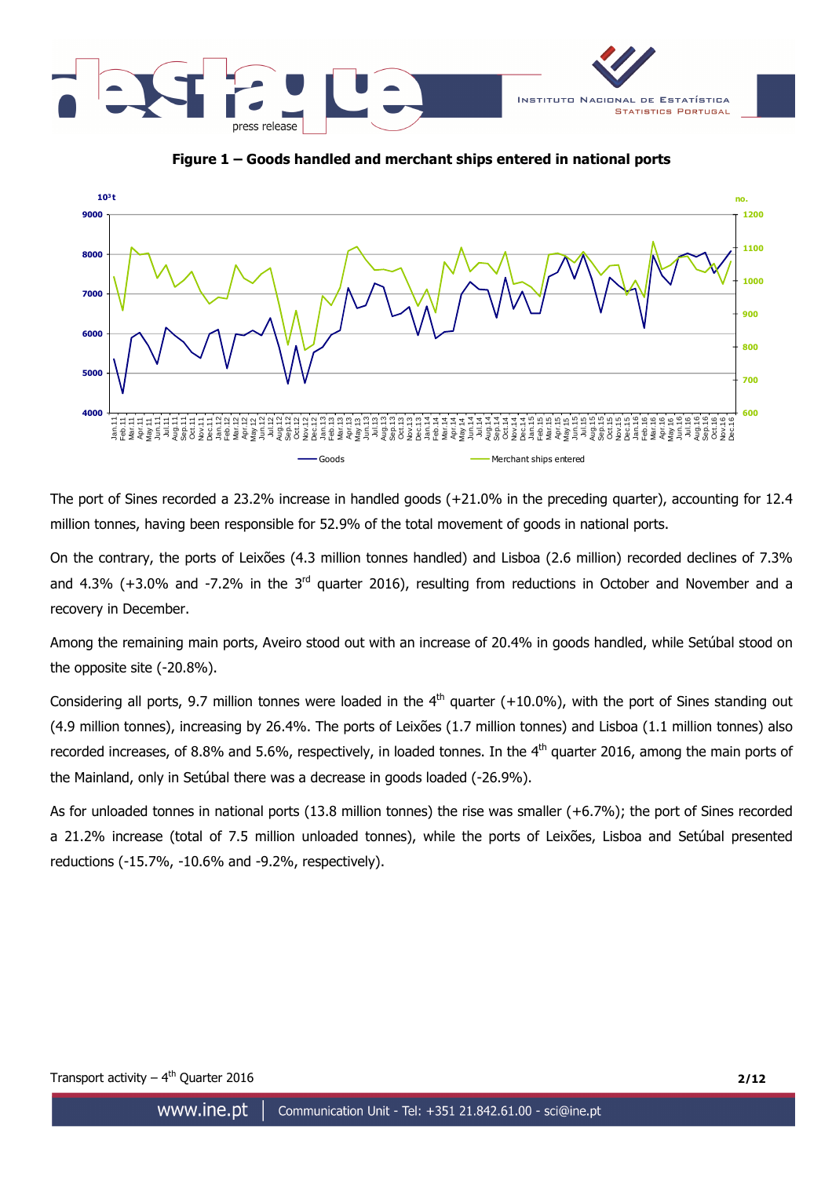**Figure 1 – Goods handled and merchant ships entered in national ports**

The port of Sines recorded a 23.2% increase in handled goods (+21.0% in the preceding quarter), accounting for 12.4 million tonnes, having been responsible for 52.9% of the total movement of goods in national ports.

On the contrary, the ports of Leixões (4.3 million tonnes handled) and Lisboa (2.6 million) recorded declines of 7.3% and 4.3% (+3.0% and -7.2% in the 3rd quarter 2016), resulting from reductions in October and November and a recovery in December.

Among the remaining main ports, Aveiro stood out with an increase of 20.4% in goods handled, while Setúbal stood on the opposite site (-20.8%).

Considering all ports, 9.7 million tonnes were loaded in the 4th quarter (+10.0%), with the port of Sines standing out (4.9 million tonnes), increasing by 26.4%. The ports of Leixões (1.7 million tonnes) and Lisboa (1.1 million tonnes) also recorded increases, of 8.8% and 5.6%, respectively, in loaded tonnes. In the 4th quarter 2016, among the main ports of the Mainland, only in Setúbal there was a decrease in goods loaded (-26.9%).

As for unloaded tonnes in national ports (13.8 million tonnes) the rise was smaller (+6.7%); the port of Sines recorded a 21.2% increase (total of 7.5 million unloaded tonnes), while the ports of Leixões, Lisboa and Setúbal presented reductions (-15.7%, -10.6% and -9.2%, respectively).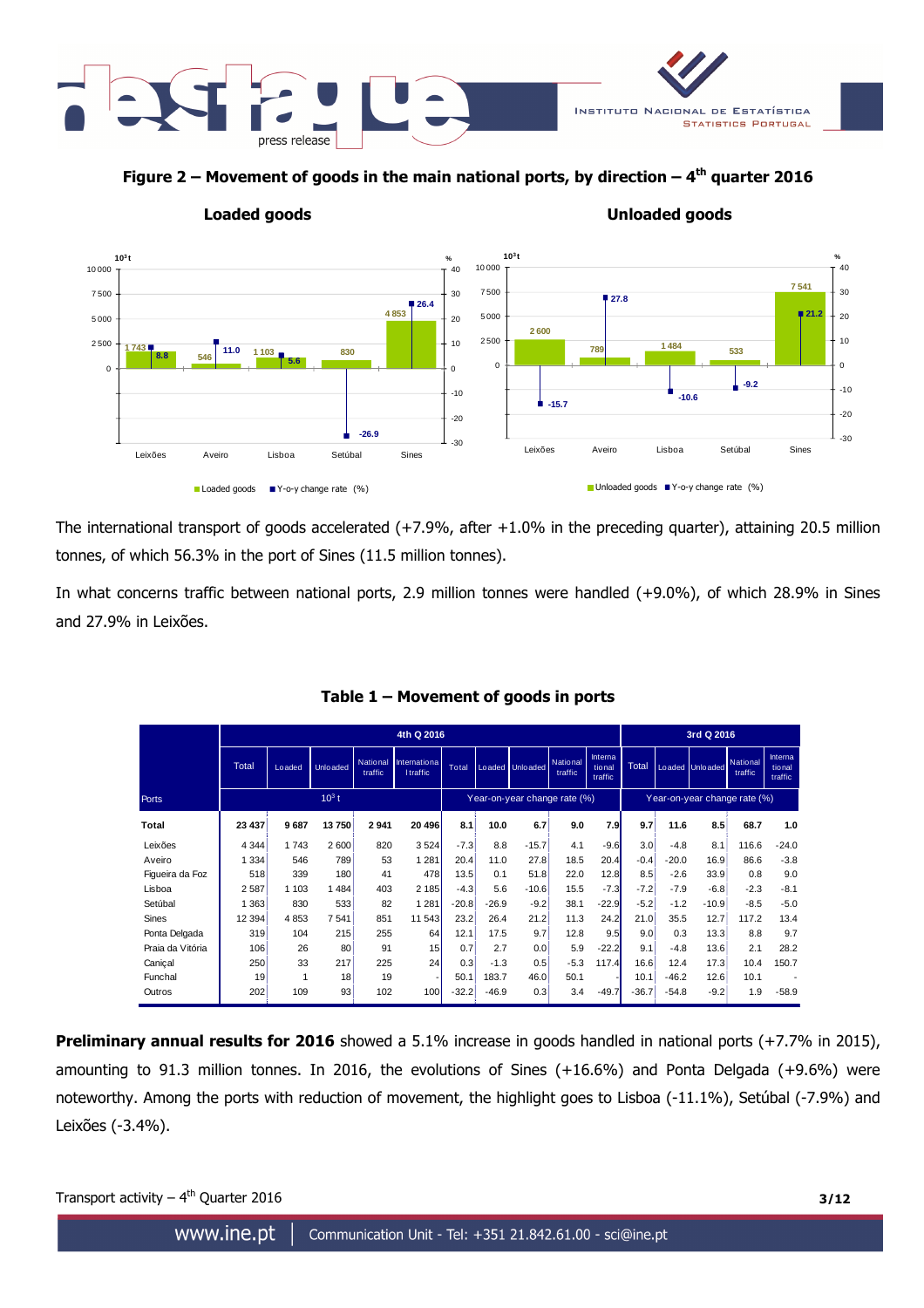**Figure 2 – Movement of goods in the main national ports, by direction – 4th quarter 2016**

**Loaded goods**

**Unloaded goods**

The international transport of goods accelerated (+7.9%, after +1.0% in the preceding quarter), attaining 20.5 million tonnes, of which 56.3% in the port of Sines (11.5 million tonnes).

In what concerns traffic between national ports, 2.9 million tonnes were handled (+9.0%), of which 28.9% in Sines and 27.9% in Leixões.

**Table 1 – Movement of goods in ports**

| Ports | 4th Q 2016 | | | | | | | | | | 3rd Q 2016 | | | | |
|---|---|---|---|---|---|---|---|---|---|---|---|---|---|---|---|
| | Total | Loaded | Unloaded | National traffic | International traffic | Total | Loaded | Unloaded | National traffic | International traffic | Total | Loaded | Unloaded | National traffic | International traffic |
| | $10^3$ t | | | | | Year-on-year change rate (%) | | | | | Year-on-year change rate (%) | | | | |
| **Total** | **23 437** | **9 687** | **13 750** | **2 941** | **20 496** | **8.1** | **10.0** | **6.7** | **9.0** | **7.9** | **9.7** | **11.6** | **8.5** | **68.7** | **1.0** |
| Leixões | 4 344 | 1 743 | 2 600 | 820 | 3 524 | -7.3 | 8.8 | -15.7 | 4.1 | -9.6 | 3.0 | -4.8 | 8.1 | 116.6 | -24.0 |
| Aveiro | 1 334 | 546 | 789 | 53 | 1 281 | 20.4 | 11.0 | 27.8 | 18.5 | 20.4 | -0.4 | -20.0 | 16.9 | 86.6 | -3.8 |
| Figueira da Foz | 518 | 339 | 180 | 41 | 478 | 13.5 | 0.1 | 51.8 | 22.0 | 12.8 | 8.5 | -2.6 | 33.9 | 0.8 | 9.0 |
| Lisboa | 2 587 | 1 103 | 1 484 | 403 | 2 185 | -4.3 | 5.6 | -10.6 | 15.5 | -7.3 | -7.2 | -7.9 | -6.8 | -2.3 | -8.1 |
| Setúbal | 1 363 | 830 | 533 | 82 | 1 281 | -20.8 | -26.9 | -9.2 | 38.1 | -22.9 | -5.2 | -1.2 | -10.9 | -8.5 | -5.0 |
| Sines | 12 394 | 4 853 | 7 541 | 851 | 11 543 | 23.2 | 26.4 | 21.2 | 11.3 | 24.2 | 21.0 | 35.5 | 12.7 | 117.2 | 13.4 |
| Ponta Delgada | 319 | 104 | 215 | 255 | 64 | 12.1 | 17.5 | 9.7 | 12.8 | 9.5 | 9.0 | 0.3 | 13.3 | 8.8 | 9.7 |
| Praia da Vitória | 106 | 26 | 80 | 91 | 15 | 0.7 | 2.7 | 0.0 | 5.9 | -22.2 | 9.1 | -4.8 | 13.6 | 2.1 | 28.2 |
| Caniçal | 250 | 33 | 217 | 225 | 24 | 0.3 | -1.3 | 0.5 | -5.3 | 117.4 | 16.6 | 12.4 | 17.3 | 10.4 | 150.7 |
| Funchal | 19 | 1 | 18 | 19 | - | 50.1 | 183.7 | 46.0 | 50.1 | - | 10.1 | -46.2 | 12.6 | 10.1 | - |
| Outros | 202 | 109 | 93 | 102 | 100 | -32.2 | -46.9 | 0.3 | 3.4 | -49.7 | -36.7 | -54.8 | -9.2 | 1.9 | -58.9 |

**Preliminary annual results for 2016** showed a 5.1% increase in goods handled in national ports (+7.7% in 2015), amounting to 91.3 million tonnes. In 2016, the evolutions of Sines (+16.6%) and Ponta Delgada (+9.6%) were noteworthy. Among the ports with reduction of movement, the highlight goes to Lisboa (-11.1%), Setúbal (-7.9%) and Leixões (-3.4%).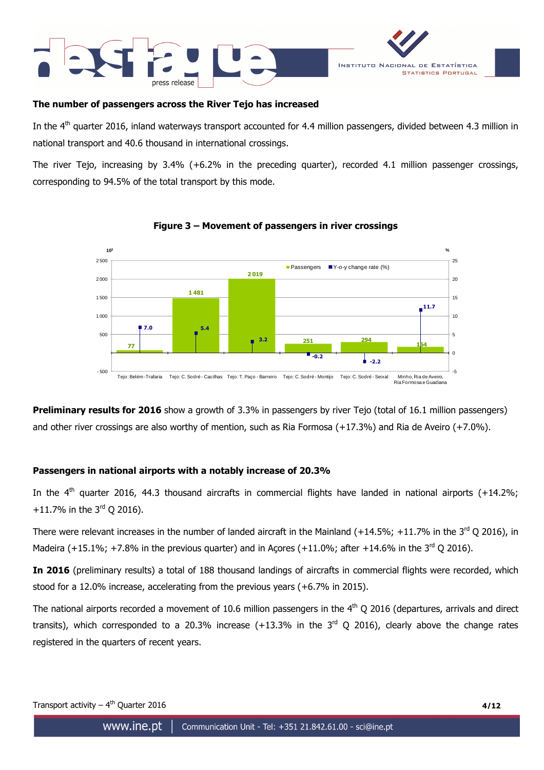## The number of passengers across the River Tejo has increased

In the 4th quarter 2016, inland waterways transport accounted for 4.4 million passengers, divided between 4.3 million in national transport and 40.6 thousand in international crossings.

The river Tejo, increasing by 3.4% (+6.2% in the preceding quarter), recorded 4.1 million passenger crossings, corresponding to 94.5% of the total transport by this mode.

**Figure 3 – Movement of passengers in river crossings**

| | Passengers ($10^3$) | Y-o-y change rate (%) |
|---|---|---|
| Tejo: Belém - Trafaria | 77 | 7.0 |
| Tejo: C. Sodré - Cacilhas | 1 481 | 5.4 |
| Tejo: T. Paço - Barreiro | 2 019 | 3.2 |
| Tejo: C. Sodré - Montijo | 251 | -0.2 |
| Tejo: C. Sodré - Seixal | 294 | -2.2 |
| Minho, Ria de Aveiro, Ria Formosa e Guadiana | 154 | 11.7 |

**Preliminary results for 2016** show a growth of 3.3% in passengers by river Tejo (total of 16.1 million passengers) and other river crossings are also worthy of mention, such as Ria Formosa (+17.3%) and Ria de Aveiro (+7.0%).

## Passengers in national airports with a notably increase of 20.3%

In the 4th quarter 2016, 44.3 thousand aircrafts in commercial flights have landed in national airports (+14.2%; +11.7% in the 3rd Q 2016).

There were relevant increases in the number of landed aircraft in the Mainland (+14.5%; +11.7% in the 3rd Q 2016), in Madeira (+15.1%; +7.8% in the previous quarter) and in Açores (+11.0%; after +14.6% in the 3rd Q 2016).

**In 2016** (preliminary results) a total of 188 thousand landings of aircrafts in commercial flights were recorded, which stood for a 12.0% increase, accelerating from the previous years (+6.7% in 2015).

The national airports recorded a movement of 10.6 million passengers in the 4th Q 2016 (departures, arrivals and direct transits), which corresponded to a 20.3% increase (+13.3% in the 3rd Q 2016), clearly above the change rates registered in the quarters of recent years.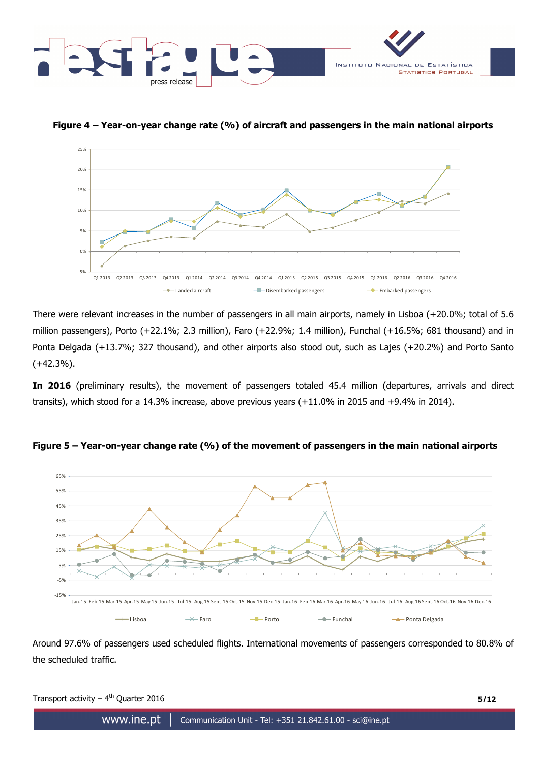**Figure 4 – Year-on-year change rate (%) of aircraft and passengers in the main national airports**

There were relevant increases in the number of passengers in all main airports, namely in Lisboa (+20.0%; total of 5.6 million passengers), Porto (+22.1%; 2.3 million), Faro (+22.9%; 1.4 million), Funchal (+16.5%; 681 thousand) and in Ponta Delgada (+13.7%; 327 thousand), and other airports also stood out, such as Lajes (+20.2%) and Porto Santo (+42.3%).

**In 2016** (preliminary results), the movement of passengers totaled 45.4 million (departures, arrivals and direct transits), which stood for a 14.3% increase, above previous years (+11.0% in 2015 and +9.4% in 2014).

**Figure 5 – Year-on-year change rate (%) of the movement of passengers in the main national airports**

Around 97.6% of passengers used scheduled flights. International movements of passengers corresponded to 80.8% of the scheduled traffic.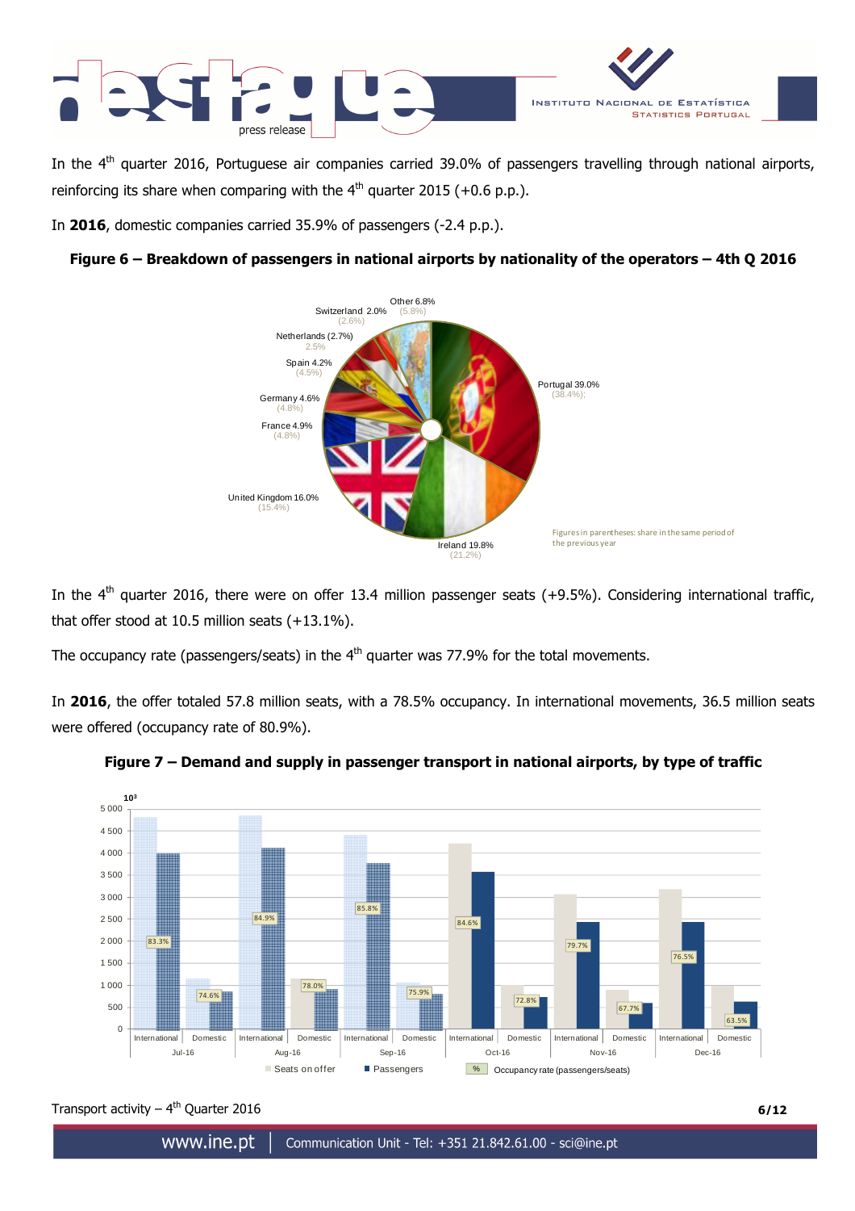In the 4th quarter 2016, Portuguese air companies carried 39.0% of passengers travelling through national airports, reinforcing its share when comparing with the 4th quarter 2015 (+0.6 p.p.).

In **2016**, domestic companies carried 35.9% of passengers (-2.4 p.p.).

**Figure 6 – Breakdown of passengers in national airports by nationality of the operators – 4th Q 2016**

| Nationality | 4th Q 2016 | Same period of previous year |
|---|---|---|
| Portugal | 39.0% | (38.4%) |
| Ireland | 19.8% | (21.2%) |
| United Kingdom | 16.0% | (15.4%) |
| France | 4.9% | (4.8%) |
| Germany | 4.6% | (4.8%) |
| Spain | 4.2% | (4.5%) |
| Netherlands | (2.7%) | 2.5% |
| Switzerland | 2.0% | (2.6%) |
| Other | 6.8% | (5.8%) |

Figures in parentheses: share in the same period of the previous year

In the 4th quarter 2016, there were on offer 13.4 million passenger seats (+9.5%). Considering international traffic, that offer stood at 10.5 million seats (+13.1%).

The occupancy rate (passengers/seats) in the 4th quarter was 77.9% for the total movements.

In **2016**, the offer totaled 57.8 million seats, with a 78.5% occupancy. In international movements, 36.5 million seats were offered (occupancy rate of 80.9%).

**Figure 7 – Demand and supply in passenger transport in national airports, by type of traffic**

Occupancy rate (passengers/seats), units: $10^3$ for seats and passengers

| Month | Type | Occupancy rate (%) |
|---|---|---|
| Jul-16 | International | 83.3% |
| Jul-16 | Domestic | 74.6% |
| Aug-16 | International | 84.9% |
| Aug-16 | Domestic | 78.0% |
| Sep-16 | International | 85.8% |
| Sep-16 | Domestic | 75.9% |
| Oct-16 | International | 84.6% |
| Oct-16 | Domestic | 72.8% |
| Nov-16 | International | 79.7% |
| Nov-16 | Domestic | 67.7% |
| Dec-16 | International | 76.5% |
| Dec-16 | Domestic | 63.5% |

Seats on offer · Passengers · % Occupancy rate (passengers/seats)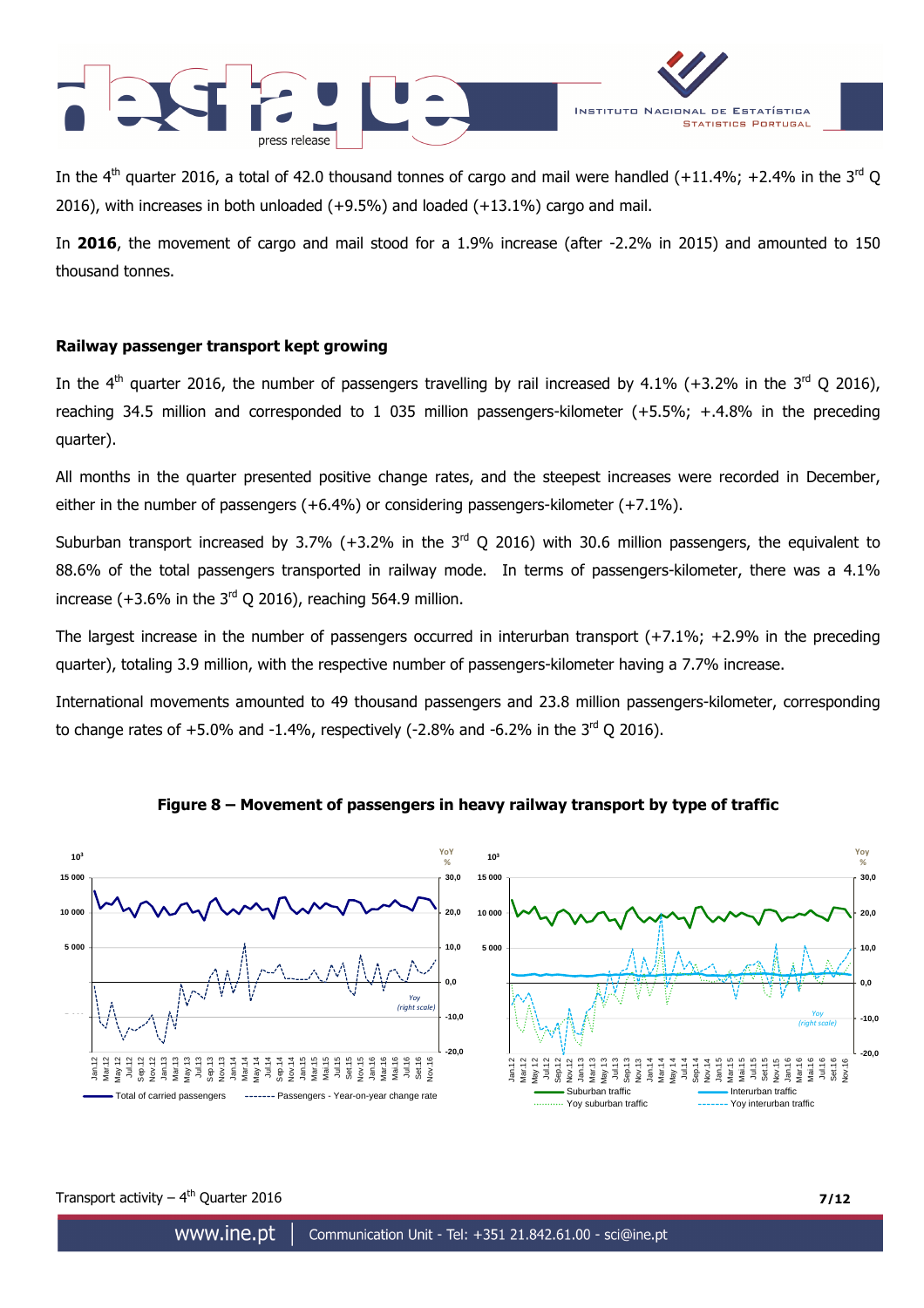In the 4th quarter 2016, a total of 42.0 thousand tonnes of cargo and mail were handled (+11.4%; +2.4% in the 3rd Q 2016), with increases in both unloaded (+9.5%) and loaded (+13.1%) cargo and mail.

In **2016**, the movement of cargo and mail stood for a 1.9% increase (after -2.2% in 2015) and amounted to 150 thousand tonnes.

## Railway passenger transport kept growing

In the 4th quarter 2016, the number of passengers travelling by rail increased by 4.1% (+3.2% in the 3rd Q 2016), reaching 34.5 million and corresponded to 1 035 million passengers-kilometer (+5.5%; +.4.8% in the preceding quarter).

All months in the quarter presented positive change rates, and the steepest increases were recorded in December, either in the number of passengers (+6.4%) or considering passengers-kilometer (+7.1%).

Suburban transport increased by 3.7% (+3.2% in the 3rd Q 2016) with 30.6 million passengers, the equivalent to 88.6% of the total passengers transported in railway mode. In terms of passengers-kilometer, there was a 4.1% increase (+3.6% in the 3rd Q 2016), reaching 564.9 million.

The largest increase in the number of passengers occurred in interurban transport (+7.1%; +2.9% in the preceding quarter), totaling 3.9 million, with the respective number of passengers-kilometer having a 7.7% increase.

International movements amounted to 49 thousand passengers and 23.8 million passengers-kilometer, corresponding to change rates of +5.0% and -1.4%, respectively (-2.8% and -6.2% in the 3rd Q 2016).

**Figure 8 – Movement of passengers in heavy railway transport by type of traffic**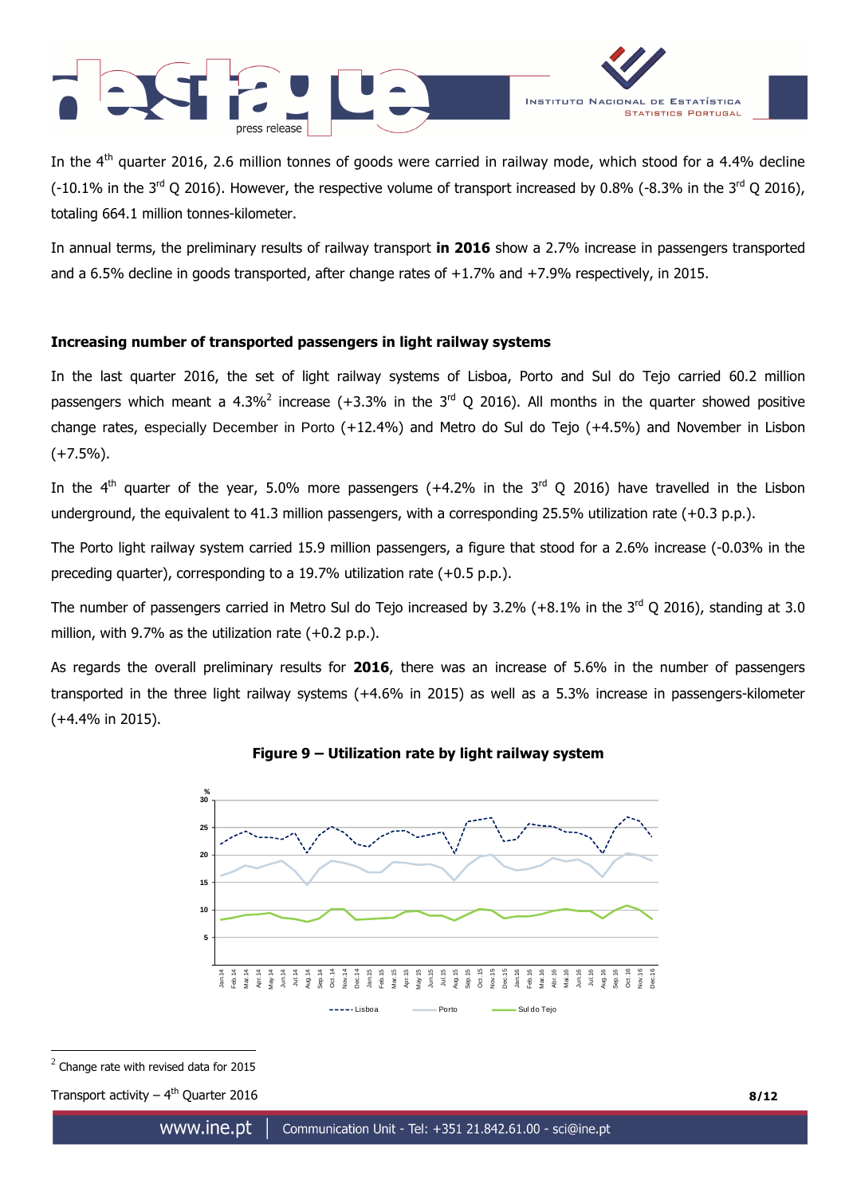In the 4th quarter 2016, 2.6 million tonnes of goods were carried in railway mode, which stood for a 4.4% decline (-10.1% in the 3rd Q 2016). However, the respective volume of transport increased by 0.8% (-8.3% in the 3rd Q 2016), totaling 664.1 million tonnes-kilometer.

In annual terms, the preliminary results of railway transport **in 2016** show a 2.7% increase in passengers transported and a 6.5% decline in goods transported, after change rates of +1.7% and +7.9% respectively, in 2015.

**Increasing number of transported passengers in light railway systems**

In the last quarter 2016, the set of light railway systems of Lisboa, Porto and Sul do Tejo carried 60.2 million passengers which meant a 4.3%[2] increase (+3.3% in the 3rd Q 2016). All months in the quarter showed positive change rates, especially December in Porto (+12.4%) and Metro do Sul do Tejo (+4.5%) and November in Lisbon (+7.5%).

In the 4th quarter of the year, 5.0% more passengers (+4.2% in the 3rd Q 2016) have travelled in the Lisbon underground, the equivalent to 41.3 million passengers, with a corresponding 25.5% utilization rate (+0.3 p.p.).

The Porto light railway system carried 15.9 million passengers, a figure that stood for a 2.6% increase (-0.03% in the preceding quarter), corresponding to a 19.7% utilization rate (+0.5 p.p.).

The number of passengers carried in Metro Sul do Tejo increased by 3.2% (+8.1% in the 3rd Q 2016), standing at 3.0 million, with 9.7% as the utilization rate (+0.2 p.p.).

As regards the overall preliminary results for **2016**, there was an increase of 5.6% in the number of passengers transported in the three light railway systems (+4.6% in 2015) as well as a 5.3% increase in passengers-kilometer (+4.4% in 2015).

**Figure 9 – Utilization rate by light railway system**

[2] Change rate with revised data for 2015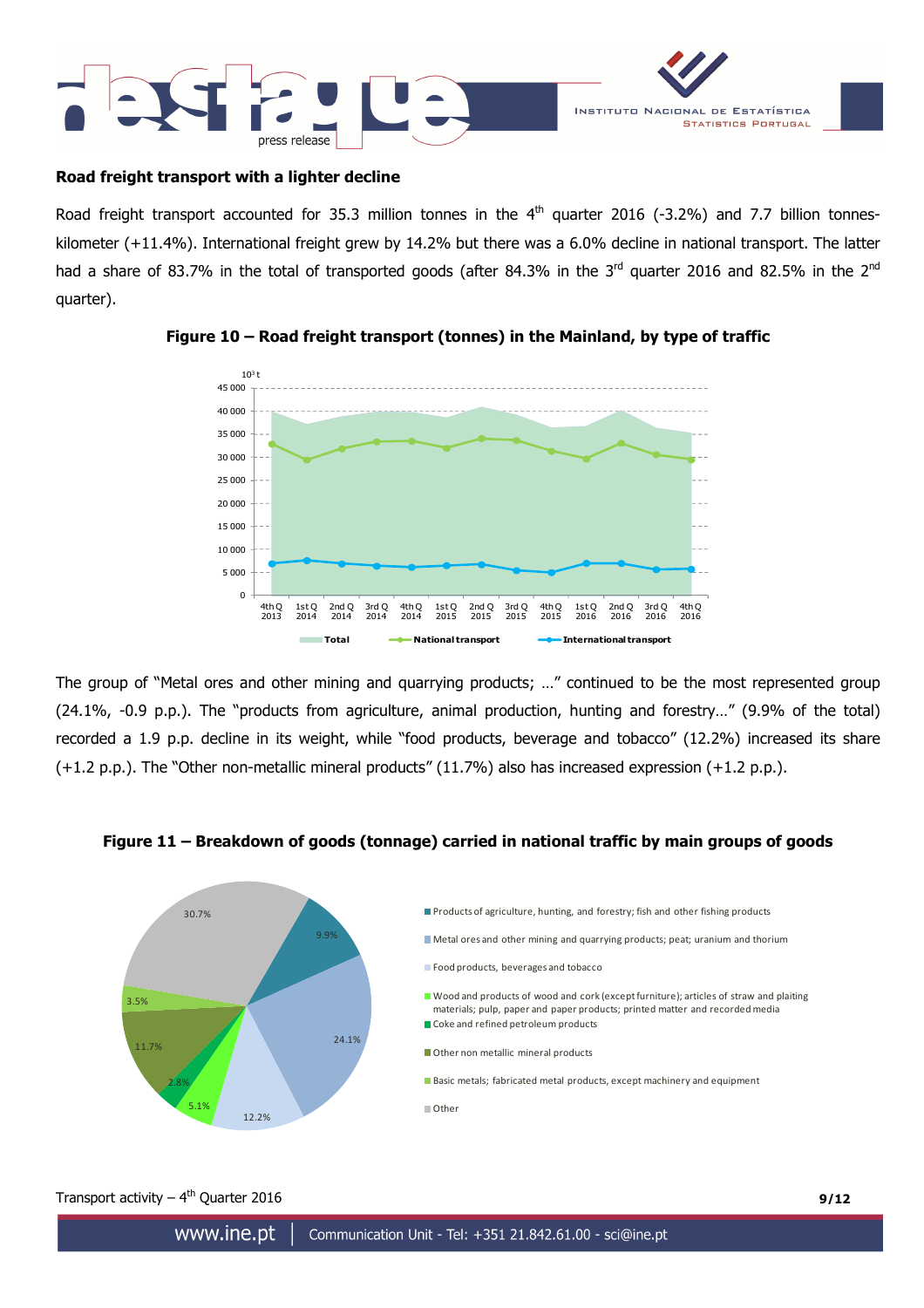### Road freight transport with a lighter decline

Road freight transport accounted for 35.3 million tonnes in the 4th quarter 2016 (-3.2%) and 7.7 billion tonnes-kilometer (+11.4%). International freight grew by 14.2% but there was a 6.0% decline in national transport. The latter had a share of 83.7% in the total of transported goods (after 84.3% in the 3rd quarter 2016 and 82.5% in the 2nd quarter).

**Figure 10 – Road freight transport (tonnes) in the Mainland, by type of traffic**

The group of "Metal ores and other mining and quarrying products; …" continued to be the most represented group (24.1%, -0.9 p.p.). The "products from agriculture, animal production, hunting and forestry…" (9.9% of the total) recorded a 1.9 p.p. decline in its weight, while "food products, beverage and tobacco" (12.2%) increased its share (+1.2 p.p.). The "Other non-metallic mineral products" (11.7%) also has increased expression (+1.2 p.p.).

**Figure 11 – Breakdown of goods (tonnage) carried in national traffic by main groups of goods**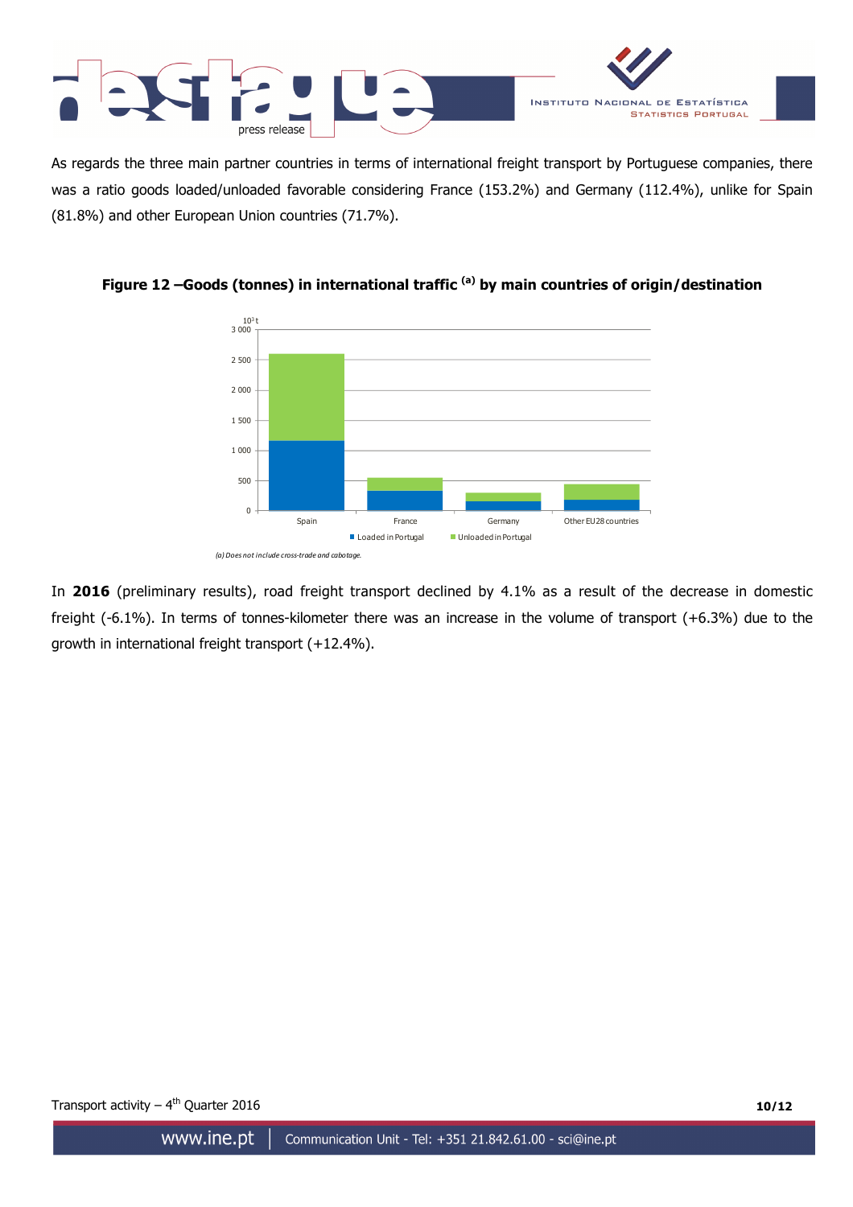As regards the three main partner countries in terms of international freight transport by Portuguese companies, there was a ratio goods loaded/unloaded favorable considering France (153.2%) and Germany (112.4%), unlike for Spain (81.8%) and other European Union countries (71.7%).

**Figure 12 –Goods (tonnes) in international traffic [(a)] by main countries of origin/destination**

(a) Does not include cross-trade and cabotage.

In **2016** (preliminary results), road freight transport declined by 4.1% as a result of the decrease in domestic freight (-6.1%). In terms of tonnes-kilometer there was an increase in the volume of transport (+6.3%) due to the growth in international freight transport (+12.4%).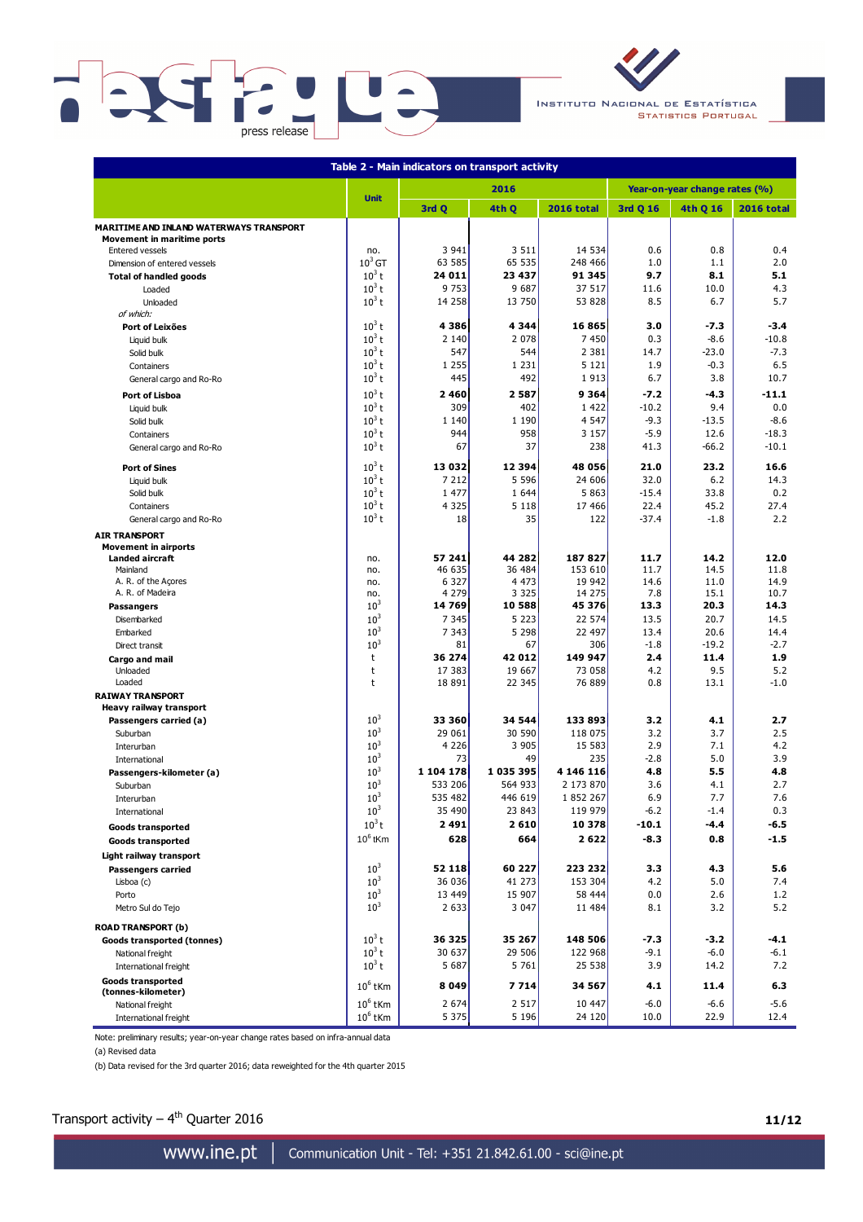**Table 2 - Main indicators on transport activity**

| | Unit | 2016 | | | Year-on-year change rates (%) | | |
|---|---|---|---|---|---|---|---|
| | | 3rd Q | 4th Q | 2016 total | 3rd Q 16 | 4th Q 16 | 2016 total |
| **MARITIME AND INLAND WATERWAYS TRANSPORT** | | | | | | | |
| **Movement in maritime ports** | | | | | | | |
| Entered vessels | no. | 3 941 | 3 511 | 14 534 | 0.6 | 0.8 | 0.4 |
| Dimension of entered vessels | $10^3$ GT | 63 585 | 65 535 | 248 466 | 1.0 | 1.1 | 2.0 |
| **Total of handled goods** | $10^3$ t | **24 011** | **23 437** | **91 345** | **9.7** | **8.1** | **5.1** |
| Loaded | $10^3$ t | 9 753 | 9 687 | 37 517 | 11.6 | 10.0 | 4.3 |
| Unloaded | $10^3$ t | 14 258 | 13 750 | 53 828 | 8.5 | 6.7 | 5.7 |
| *of which:* | | | | | | | |
| **Port of Leixões** | $10^3$ t | **4 386** | **4 344** | **16 865** | **3.0** | **-7.3** | **-3.4** |
| Liquid bulk | $10^3$ t | 2 140 | 2 078 | 7 450 | 0.3 | -8.6 | -10.8 |
| Solid bulk | $10^3$ t | 547 | 544 | 2 381 | 14.7 | -23.0 | -7.3 |
| Containers | $10^3$ t | 1 255 | 1 231 | 5 121 | 1.9 | -0.3 | 6.5 |
| General cargo and Ro-Ro | $10^3$ t | 445 | 492 | 1 913 | 6.7 | 3.8 | 10.7 |
| **Port of Lisboa** | $10^3$ t | **2 460** | **2 587** | **9 364** | **-7.2** | **-4.3** | **-11.1** |
| Liquid bulk | $10^3$ t | 309 | 402 | 1 422 | -10.2 | 9.4 | 0.0 |
| Solid bulk | $10^3$ t | 1 140 | 1 190 | 4 547 | -9.3 | -13.5 | -8.6 |
| Containers | $10^3$ t | 944 | 958 | 3 157 | -5.9 | 12.6 | -18.3 |
| General cargo and Ro-Ro | $10^3$ t | 67 | 37 | 238 | 41.3 | -66.2 | -10.1 |
| **Port of Sines** | $10^3$ t | **13 032** | **12 394** | **48 056** | **21.0** | **23.2** | **16.6** |
| Liquid bulk | $10^3$ t | 7 212 | 5 596 | 24 606 | 32.0 | 6.2 | 14.3 |
| Solid bulk | $10^3$ t | 1 477 | 1 644 | 5 863 | -15.4 | 33.8 | 0.2 |
| Containers | $10^3$ t | 4 325 | 5 118 | 17 466 | 22.4 | 45.2 | 27.4 |
| General cargo and Ro-Ro | $10^3$ t | 18 | 35 | 122 | -37.4 | -1.8 | 2.2 |
| **AIR TRANSPORT** | | | | | | | |
| **Movement in airports** | | | | | | | |
| **Landed aircraft** | no. | **57 241** | **44 282** | **187 827** | **11.7** | **14.2** | **12.0** |
| Mainland | no. | 46 635 | 36 484 | 153 610 | 11.7 | 14.5 | 11.8 |
| A. R. of the Açores | no. | 6 327 | 4 473 | 19 942 | 14.6 | 11.0 | 14.9 |
| A. R. of Madeira | no. | 4 279 | 3 325 | 14 275 | 7.8 | 15.1 | 10.7 |
| **Passangers** | $10^3$ | **14 769** | **10 588** | **45 376** | **13.3** | **20.3** | **14.3** |
| Disembarked | $10^3$ | 7 345 | 5 223 | 22 574 | 13.5 | 20.7 | 14.5 |
| Embarked | $10^3$ | 7 343 | 5 298 | 22 497 | 13.4 | 20.6 | 14.4 |
| Direct transit | $10^3$ | 81 | 67 | 306 | -1.8 | -19.2 | -2.7 |
| **Cargo and mail** | t | **36 274** | **42 012** | **149 947** | **2.4** | **11.4** | **1.9** |
| Unloaded | t | 17 383 | 19 667 | 73 058 | 4.2 | 9.5 | 5.2 |
| Loaded | t | 18 891 | 22 345 | 76 889 | 0.8 | 13.1 | -1.0 |
| **RAIWAY TRANSPORT** | | | | | | | |
| **Heavy railway transport** | | | | | | | |
| **Passengers carried (a)** | $10^3$ | **33 360** | **34 544** | **133 893** | **3.2** | **4.1** | **2.7** |
| Suburban | $10^3$ | 29 061 | 30 590 | 118 075 | 3.2 | 3.7 | 2.5 |
| Interurban | $10^3$ | 4 226 | 3 905 | 15 583 | 2.9 | 7.1 | 4.2 |
| International | $10^3$ | 73 | 49 | 235 | -2.8 | 5.0 | 3.9 |
| **Passengers-kilometer (a)** | $10^3$ | **1 104 178** | **1 035 395** | **4 146 116** | **4.8** | **5.5** | **4.8** |
| Suburban | $10^3$ | 533 206 | 564 933 | 2 173 870 | 3.6 | 4.1 | 2.7 |
| Interurban | $10^3$ | 535 482 | 446 619 | 1 852 267 | 6.9 | 7.7 | 7.6 |
| International | $10^3$ | 35 490 | 23 843 | 119 979 | -6.2 | -1.4 | 0.3 |
| **Goods transported** | $10^3$ t | **2 491** | **2 610** | **10 378** | **-10.1** | **-4.4** | **-6.5** |
| **Goods transported** | $10^6$ tKm | **628** | **664** | **2 622** | **-8.3** | **0.8** | **-1.5** |
| **Light railway transport** | | | | | | | |
| **Passengers carried** | $10^3$ | **52 118** | **60 227** | **223 232** | **3.3** | **4.3** | **5.6** |
| Lisboa (c) | $10^3$ | 36 036 | 41 273 | 153 304 | 4.2 | 5.0 | 7.4 |
| Porto | $10^3$ | 13 449 | 15 907 | 58 444 | 0.0 | 2.6 | 1.2 |
| Metro Sul do Tejo | $10^3$ | 2 633 | 3 047 | 11 484 | 8.1 | 3.2 | 5.2 |
| **ROAD TRANSPORT (b)** | | | | | | | |
| **Goods transported (tonnes)** | $10^3$ t | **36 325** | **35 267** | **148 506** | **-7.3** | **-3.2** | **-4.1** |
| National freight | $10^3$ t | 30 637 | 29 506 | 122 968 | -9.1 | -6.0 | -6.1 |
| International freight | $10^3$ t | 5 687 | 5 761 | 25 538 | 3.9 | 14.2 | 7.2 |
| **Goods transported (tonnes-kilometer)** | $10^6$ tKm | **8 049** | **7 714** | **34 567** | **4.1** | **11.4** | **6.3** |
| National freight | $10^6$ tKm | 2 674 | 2 517 | 10 447 | -6.0 | -6.6 | -5.6 |
| International freight | $10^6$ tKm | 5 375 | 5 196 | 24 120 | 10.0 | 22.9 | 12.4 |

Note: preliminary results; year-on-year change rates based on infra-annual data

(a) Revised data

(b) Data revised for the 3rd quarter 2016; data reweighted for the 4th quarter 2015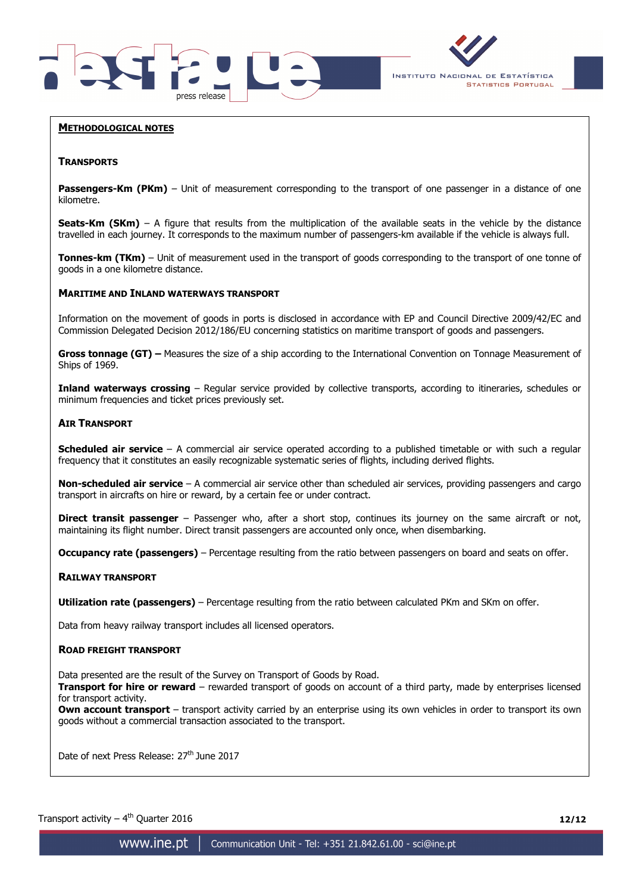## METHODOLOGICAL NOTES

### TRANSPORTS

**Passengers-Km (PKm)** – Unit of measurement corresponding to the transport of one passenger in a distance of one kilometre.

**Seats-Km (SKm)** – A figure that results from the multiplication of the available seats in the vehicle by the distance travelled in each journey. It corresponds to the maximum number of passengers-km available if the vehicle is always full.

**Tonnes-km (TKm)** – Unit of measurement used in the transport of goods corresponding to the transport of one tonne of goods in a one kilometre distance.

### MARITIME AND INLAND WATERWAYS TRANSPORT

Information on the movement of goods in ports is disclosed in accordance with EP and Council Directive 2009/42/EC and Commission Delegated Decision 2012/186/EU concerning statistics on maritime transport of goods and passengers.

**Gross tonnage (GT) –** Measures the size of a ship according to the International Convention on Tonnage Measurement of Ships of 1969.

**Inland waterways crossing** – Regular service provided by collective transports, according to itineraries, schedules or minimum frequencies and ticket prices previously set.

### AIR TRANSPORT

**Scheduled air service** – A commercial air service operated according to a published timetable or with such a regular frequency that it constitutes an easily recognizable systematic series of flights, including derived flights.

**Non-scheduled air service** – A commercial air service other than scheduled air services, providing passengers and cargo transport in aircrafts on hire or reward, by a certain fee or under contract.

**Direct transit passenger** – Passenger who, after a short stop, continues its journey on the same aircraft or not, maintaining its flight number. Direct transit passengers are accounted only once, when disembarking.

**Occupancy rate (passengers)** – Percentage resulting from the ratio between passengers on board and seats on offer.

### RAILWAY TRANSPORT

**Utilization rate (passengers)** – Percentage resulting from the ratio between calculated PKm and SKm on offer.

Data from heavy railway transport includes all licensed operators.

### ROAD FREIGHT TRANSPORT

Data presented are the result of the Survey on Transport of Goods by Road.
**Transport for hire or reward** – rewarded transport of goods on account of a third party, made by enterprises licensed for transport activity.
**Own account transport** – transport activity carried by an enterprise using its own vehicles in order to transport its own goods without a commercial transaction associated to the transport.

Date of next Press Release: 27th June 2017